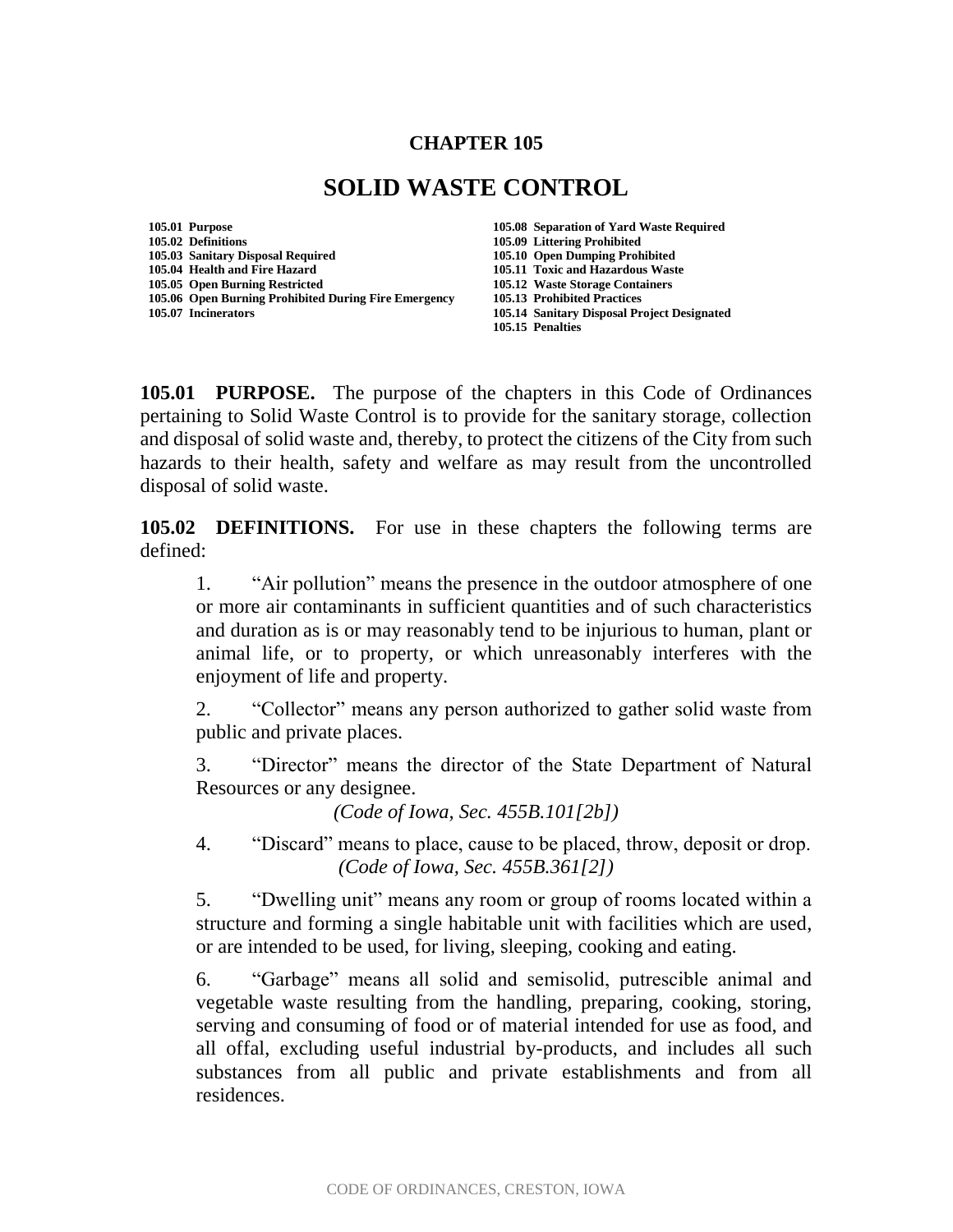# CHAPTER 105

# SOLID WASTE CONTROL

**105.01 Purpose**
**105.02 Definitions**
**105.03 Sanitary Disposal Required**
**105.04 Health and Fire Hazard**
**105.05 Open Burning Restricted**
**105.06 Open Burning Prohibited During Fire Emergency**
**105.07 Incinerators**
**105.08 Separation of Yard Waste Required**
**105.09 Littering Prohibited**
**105.10 Open Dumping Prohibited**
**105.11 Toxic and Hazardous Waste**
**105.12 Waste Storage Containers**
**105.13 Prohibited Practices**
**105.14 Sanitary Disposal Project Designated**
**105.15 Penalties**

**105.01 PURPOSE.** The purpose of the chapters in this Code of Ordinances pertaining to Solid Waste Control is to provide for the sanitary storage, collection and disposal of solid waste and, thereby, to protect the citizens of the City from such hazards to their health, safety and welfare as may result from the uncontrolled disposal of solid waste.

**105.02 DEFINITIONS.** For use in these chapters the following terms are defined:

1. "Air pollution" means the presence in the outdoor atmosphere of one or more air contaminants in sufficient quantities and of such characteristics and duration as is or may reasonably tend to be injurious to human, plant or animal life, or to property, or which unreasonably interferes with the enjoyment of life and property.

2. "Collector" means any person authorized to gather solid waste from public and private places.

3. "Director" means the director of the State Department of Natural Resources or any designee.
*(Code of Iowa, Sec. 455B.101[2b])*

4. "Discard" means to place, cause to be placed, throw, deposit or drop.
*(Code of Iowa, Sec. 455B.361[2])*

5. "Dwelling unit" means any room or group of rooms located within a structure and forming a single habitable unit with facilities which are used, or are intended to be used, for living, sleeping, cooking and eating.

6. "Garbage" means all solid and semisolid, putrescible animal and vegetable waste resulting from the handling, preparing, cooking, storing, serving and consuming of food or of material intended for use as food, and all offal, excluding useful industrial by-products, and includes all such substances from all public and private establishments and from all residences.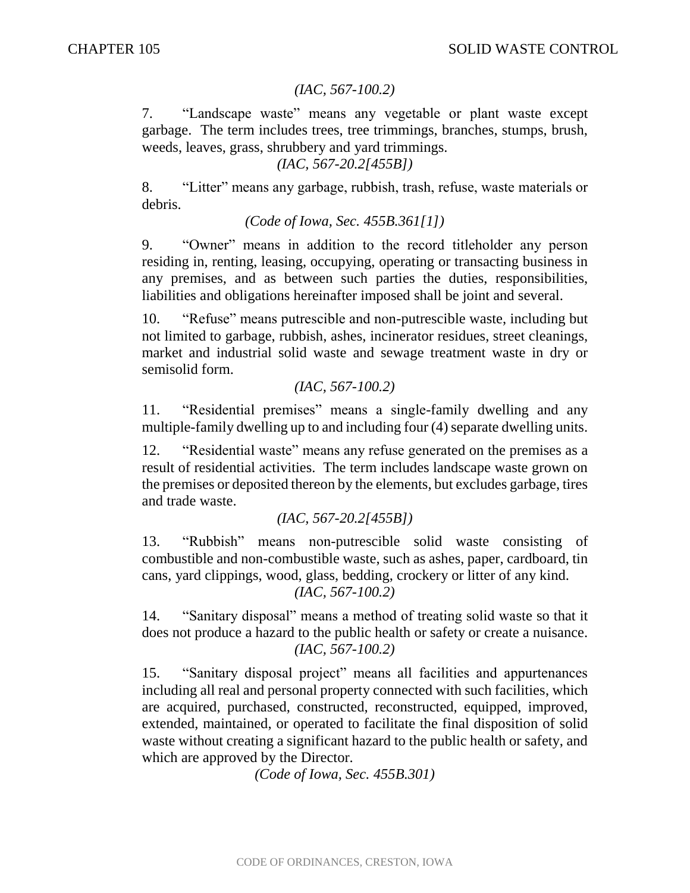*(IAC, 567-100.2)*

7. “Landscape waste” means any vegetable or plant waste except garbage. The term includes trees, tree trimmings, branches, stumps, brush, weeds, leaves, grass, shrubbery and yard trimmings.

*(IAC, 567-20.2[455B])*

8. “Litter” means any garbage, rubbish, trash, refuse, waste materials or debris.

*(Code of Iowa, Sec. 455B.361[1])*

9. “Owner” means in addition to the record titleholder any person residing in, renting, leasing, occupying, operating or transacting business in any premises, and as between such parties the duties, responsibilities, liabilities and obligations hereinafter imposed shall be joint and several.

10. “Refuse” means putrescible and non-putrescible waste, including but not limited to garbage, rubbish, ashes, incinerator residues, street cleanings, market and industrial solid waste and sewage treatment waste in dry or semisolid form.

*(IAC, 567-100.2)*

11. “Residential premises” means a single-family dwelling and any multiple-family dwelling up to and including four (4) separate dwelling units.

12. “Residential waste” means any refuse generated on the premises as a result of residential activities. The term includes landscape waste grown on the premises or deposited thereon by the elements, but excludes garbage, tires and trade waste.

*(IAC, 567-20.2[455B])*

13. “Rubbish” means non-putrescible solid waste consisting of combustible and non-combustible waste, such as ashes, paper, cardboard, tin cans, yard clippings, wood, glass, bedding, crockery or litter of any kind.

*(IAC, 567-100.2)*

14. “Sanitary disposal” means a method of treating solid waste so that it does not produce a hazard to the public health or safety or create a nuisance.

*(IAC, 567-100.2)*

15. “Sanitary disposal project” means all facilities and appurtenances including all real and personal property connected with such facilities, which are acquired, purchased, constructed, reconstructed, equipped, improved, extended, maintained, or operated to facilitate the final disposition of solid waste without creating a significant hazard to the public health or safety, and which are approved by the Director.

*(Code of Iowa, Sec. 455B.301)*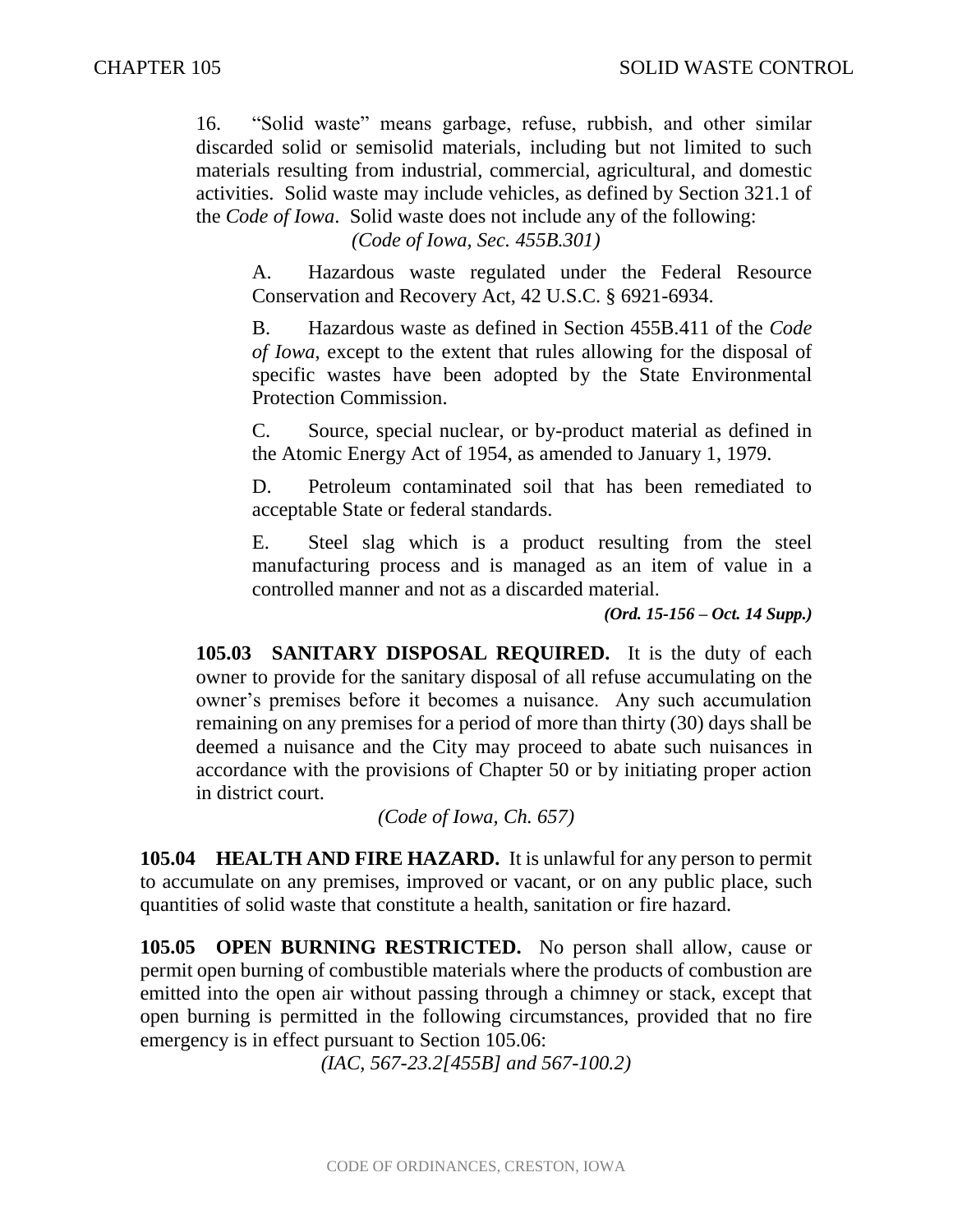16. “Solid waste” means garbage, refuse, rubbish, and other similar discarded solid or semisolid materials, including but not limited to such materials resulting from industrial, commercial, agricultural, and domestic activities. Solid waste may include vehicles, as defined by Section 321.1 of the *Code of Iowa*. Solid waste does not include any of the following:

*(Code of Iowa, Sec. 455B.301)*

A. Hazardous waste regulated under the Federal Resource Conservation and Recovery Act, 42 U.S.C. § 6921-6934.

B. Hazardous waste as defined in Section 455B.411 of the *Code of Iowa*, except to the extent that rules allowing for the disposal of specific wastes have been adopted by the State Environmental Protection Commission.

C. Source, special nuclear, or by-product material as defined in the Atomic Energy Act of 1954, as amended to January 1, 1979.

D. Petroleum contaminated soil that has been remediated to acceptable State or federal standards.

E. Steel slag which is a product resulting from the steel manufacturing process and is managed as an item of value in a controlled manner and not as a discarded material.

***(Ord. 15-156 – Oct. 14 Supp.)***

**105.03 SANITARY DISPOSAL REQUIRED.** It is the duty of each owner to provide for the sanitary disposal of all refuse accumulating on the owner’s premises before it becomes a nuisance. Any such accumulation remaining on any premises for a period of more than thirty (30) days shall be deemed a nuisance and the City may proceed to abate such nuisances in accordance with the provisions of Chapter 50 or by initiating proper action in district court.

*(Code of Iowa, Ch. 657)*

**105.04 HEALTH AND FIRE HAZARD.** It is unlawful for any person to permit to accumulate on any premises, improved or vacant, or on any public place, such quantities of solid waste that constitute a health, sanitation or fire hazard.

**105.05 OPEN BURNING RESTRICTED.** No person shall allow, cause or permit open burning of combustible materials where the products of combustion are emitted into the open air without passing through a chimney or stack, except that open burning is permitted in the following circumstances, provided that no fire emergency is in effect pursuant to Section 105.06:

*(IAC, 567-23.2[455B] and 567-100.2)*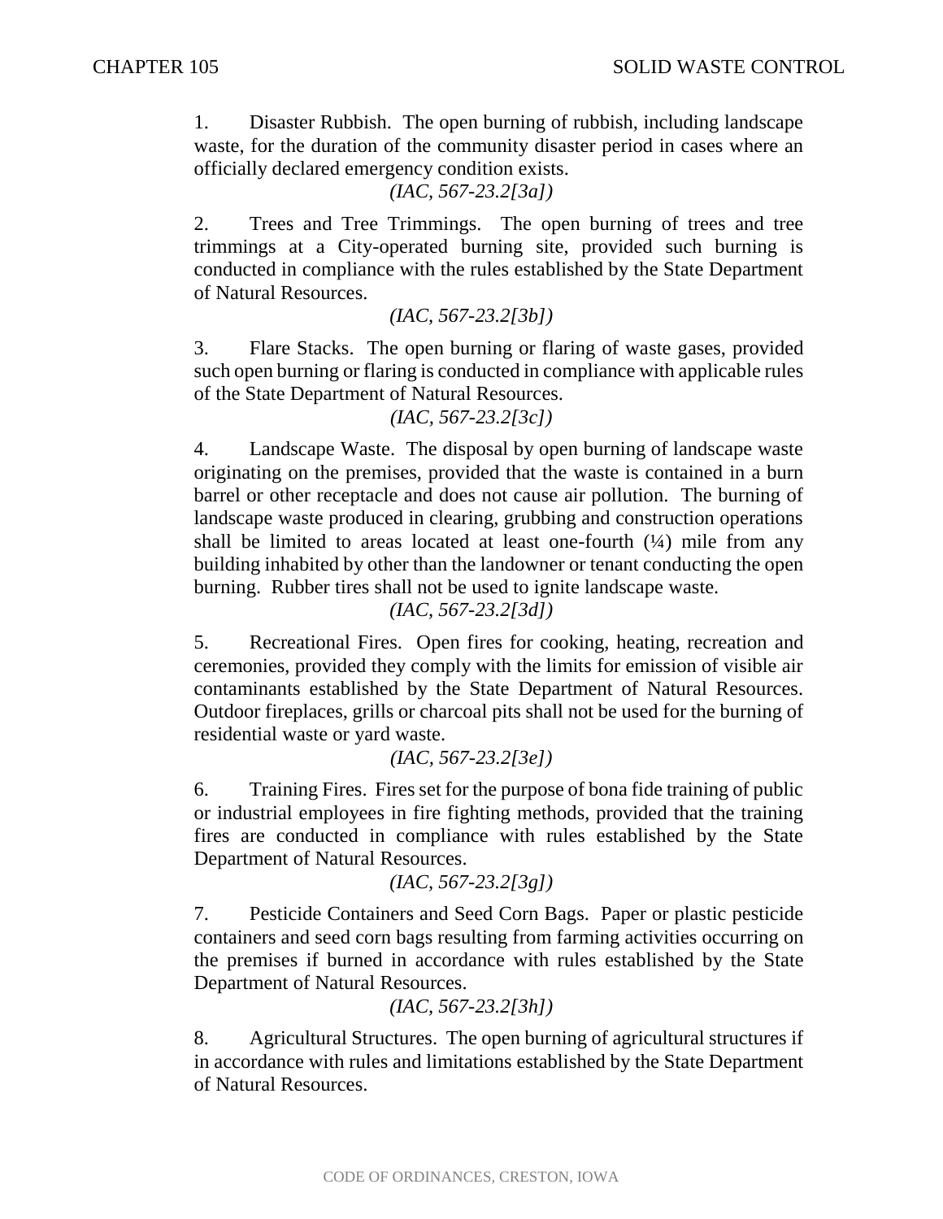1. Disaster Rubbish. The open burning of rubbish, including landscape waste, for the duration of the community disaster period in cases where an officially declared emergency condition exists.

*(IAC, 567-23.2[3a])*

2. Trees and Tree Trimmings. The open burning of trees and tree trimmings at a City-operated burning site, provided such burning is conducted in compliance with the rules established by the State Department of Natural Resources.

*(IAC, 567-23.2[3b])*

3. Flare Stacks. The open burning or flaring of waste gases, provided such open burning or flaring is conducted in compliance with applicable rules of the State Department of Natural Resources.

*(IAC, 567-23.2[3c])*

4. Landscape Waste. The disposal by open burning of landscape waste originating on the premises, provided that the waste is contained in a burn barrel or other receptacle and does not cause air pollution. The burning of landscape waste produced in clearing, grubbing and construction operations shall be limited to areas located at least one-fourth (¼) mile from any building inhabited by other than the landowner or tenant conducting the open burning. Rubber tires shall not be used to ignite landscape waste.

*(IAC, 567-23.2[3d])*

5. Recreational Fires. Open fires for cooking, heating, recreation and ceremonies, provided they comply with the limits for emission of visible air contaminants established by the State Department of Natural Resources. Outdoor fireplaces, grills or charcoal pits shall not be used for the burning of residential waste or yard waste.

*(IAC, 567-23.2[3e])*

6. Training Fires. Fires set for the purpose of bona fide training of public or industrial employees in fire fighting methods, provided that the training fires are conducted in compliance with rules established by the State Department of Natural Resources.

*(IAC, 567-23.2[3g])*

7. Pesticide Containers and Seed Corn Bags. Paper or plastic pesticide containers and seed corn bags resulting from farming activities occurring on the premises if burned in accordance with rules established by the State Department of Natural Resources.

*(IAC, 567-23.2[3h])*

8. Agricultural Structures. The open burning of agricultural structures if in accordance with rules and limitations established by the State Department of Natural Resources.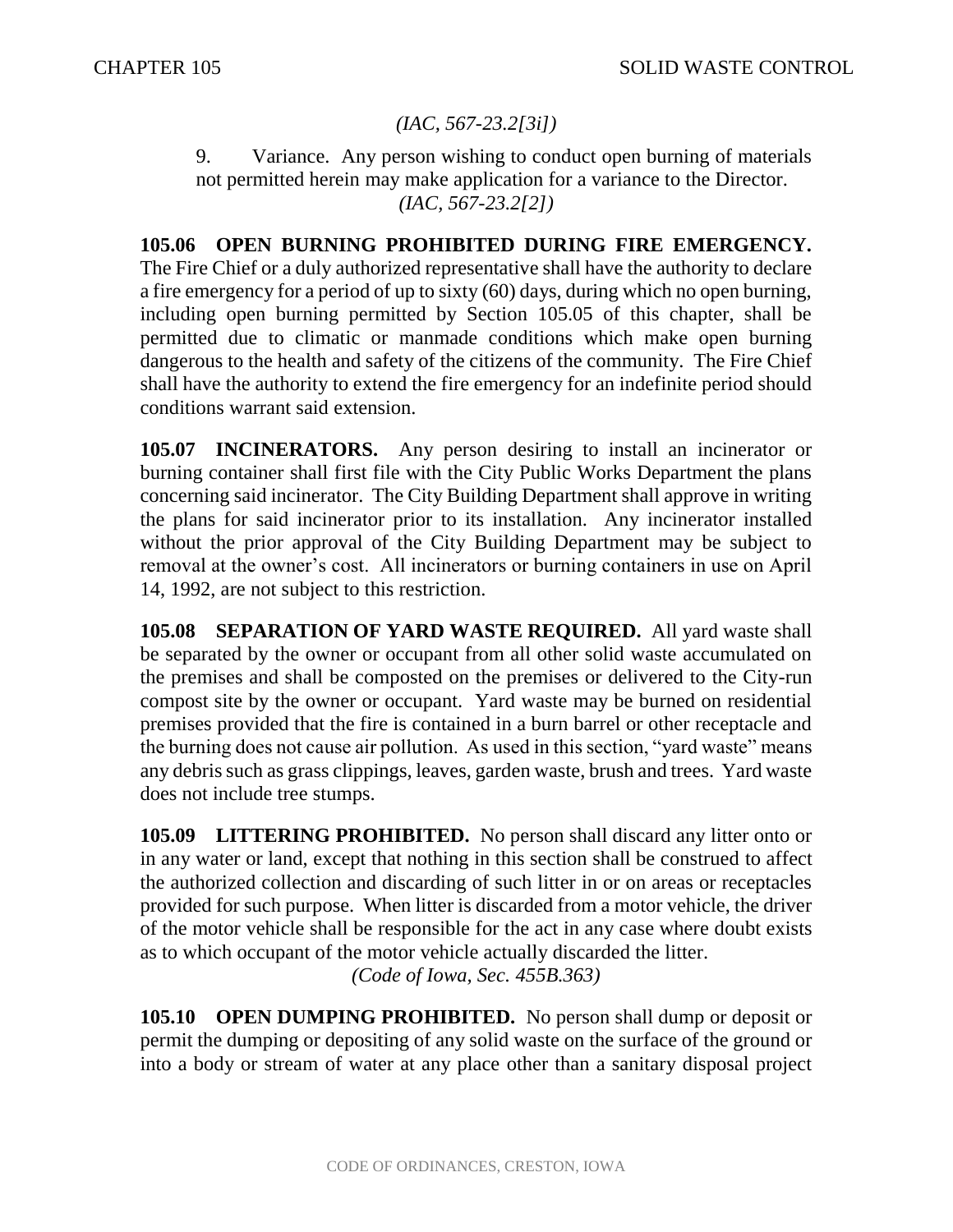*(IAC, 567-23.2[3i])*

9. Variance. Any person wishing to conduct open burning of materials not permitted herein may make application for a variance to the Director.
*(IAC, 567-23.2[2])*

**105.06 OPEN BURNING PROHIBITED DURING FIRE EMERGENCY.** The Fire Chief or a duly authorized representative shall have the authority to declare a fire emergency for a period of up to sixty (60) days, during which no open burning, including open burning permitted by Section 105.05 of this chapter, shall be permitted due to climatic or manmade conditions which make open burning dangerous to the health and safety of the citizens of the community. The Fire Chief shall have the authority to extend the fire emergency for an indefinite period should conditions warrant said extension.

**105.07 INCINERATORS.** Any person desiring to install an incinerator or burning container shall first file with the City Public Works Department the plans concerning said incinerator. The City Building Department shall approve in writing the plans for said incinerator prior to its installation. Any incinerator installed without the prior approval of the City Building Department may be subject to removal at the owner's cost. All incinerators or burning containers in use on April 14, 1992, are not subject to this restriction.

**105.08 SEPARATION OF YARD WASTE REQUIRED.** All yard waste shall be separated by the owner or occupant from all other solid waste accumulated on the premises and shall be composted on the premises or delivered to the City-run compost site by the owner or occupant. Yard waste may be burned on residential premises provided that the fire is contained in a burn barrel or other receptacle and the burning does not cause air pollution. As used in this section, "yard waste" means any debris such as grass clippings, leaves, garden waste, brush and trees. Yard waste does not include tree stumps.

**105.09 LITTERING PROHIBITED.** No person shall discard any litter onto or in any water or land, except that nothing in this section shall be construed to affect the authorized collection and discarding of such litter in or on areas or receptacles provided for such purpose. When litter is discarded from a motor vehicle, the driver of the motor vehicle shall be responsible for the act in any case where doubt exists as to which occupant of the motor vehicle actually discarded the litter.
*(Code of Iowa, Sec. 455B.363)*

**105.10 OPEN DUMPING PROHIBITED.** No person shall dump or deposit or permit the dumping or depositing of any solid waste on the surface of the ground or into a body or stream of water at any place other than a sanitary disposal project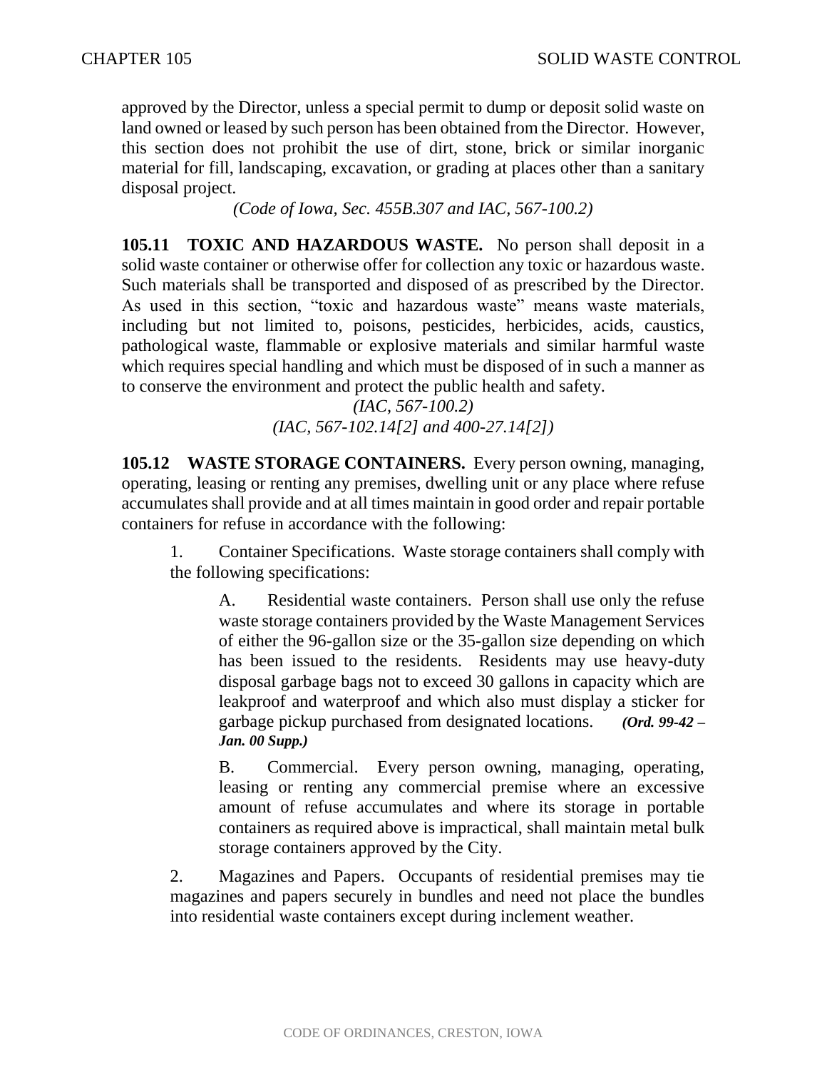approved by the Director, unless a special permit to dump or deposit solid waste on land owned or leased by such person has been obtained from the Director. However, this section does not prohibit the use of dirt, stone, brick or similar inorganic material for fill, landscaping, excavation, or grading at places other than a sanitary disposal project.

*(Code of Iowa, Sec. 455B.307 and IAC, 567-100.2)*

**105.11 TOXIC AND HAZARDOUS WASTE.** No person shall deposit in a solid waste container or otherwise offer for collection any toxic or hazardous waste. Such materials shall be transported and disposed of as prescribed by the Director. As used in this section, "toxic and hazardous waste" means waste materials, including but not limited to, poisons, pesticides, herbicides, acids, caustics, pathological waste, flammable or explosive materials and similar harmful waste which requires special handling and which must be disposed of in such a manner as to conserve the environment and protect the public health and safety.

*(IAC, 567-100.2)*
*(IAC, 567-102.14[2] and 400-27.14[2])*

**105.12 WASTE STORAGE CONTAINERS.** Every person owning, managing, operating, leasing or renting any premises, dwelling unit or any place where refuse accumulates shall provide and at all times maintain in good order and repair portable containers for refuse in accordance with the following:

1. Container Specifications. Waste storage containers shall comply with the following specifications:

   A. Residential waste containers. Person shall use only the refuse waste storage containers provided by the Waste Management Services of either the 96-gallon size or the 35-gallon size depending on which has been issued to the residents. Residents may use heavy-duty disposal garbage bags not to exceed 30 gallons in capacity which are leakproof and waterproof and which also must display a sticker for garbage pickup purchased from designated locations. ***(Ord. 99-42 – Jan. 00 Supp.)***

   B. Commercial. Every person owning, managing, operating, leasing or renting any commercial premise where an excessive amount of refuse accumulates and where its storage in portable containers as required above is impractical, shall maintain metal bulk storage containers approved by the City.

2. Magazines and Papers. Occupants of residential premises may tie magazines and papers securely in bundles and need not place the bundles into residential waste containers except during inclement weather.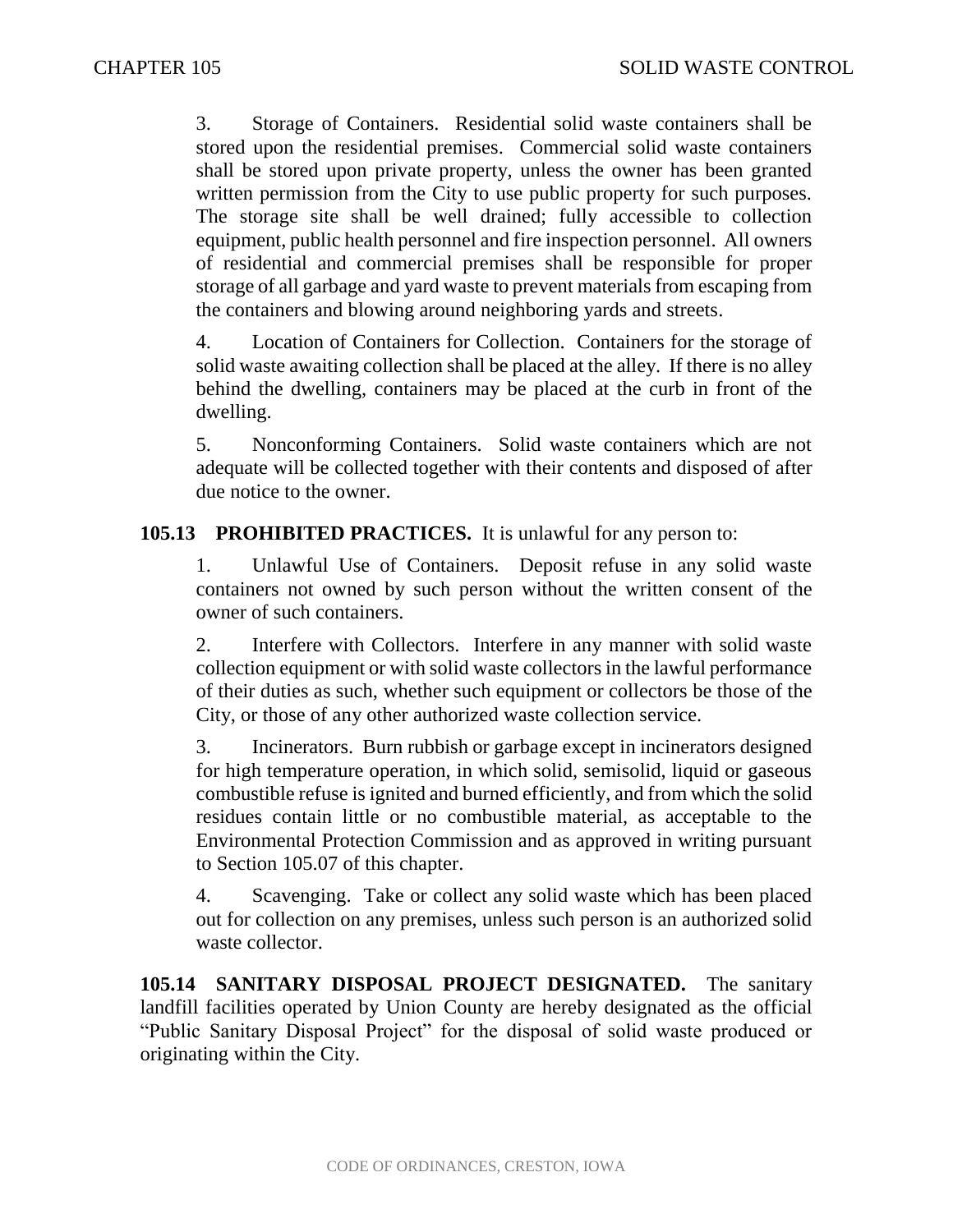3. Storage of Containers. Residential solid waste containers shall be stored upon the residential premises. Commercial solid waste containers shall be stored upon private property, unless the owner has been granted written permission from the City to use public property for such purposes. The storage site shall be well drained; fully accessible to collection equipment, public health personnel and fire inspection personnel. All owners of residential and commercial premises shall be responsible for proper storage of all garbage and yard waste to prevent materials from escaping from the containers and blowing around neighboring yards and streets.

4. Location of Containers for Collection. Containers for the storage of solid waste awaiting collection shall be placed at the alley. If there is no alley behind the dwelling, containers may be placed at the curb in front of the dwelling.

5. Nonconforming Containers. Solid waste containers which are not adequate will be collected together with their contents and disposed of after due notice to the owner.

**105.13 PROHIBITED PRACTICES.** It is unlawful for any person to:

1. Unlawful Use of Containers. Deposit refuse in any solid waste containers not owned by such person without the written consent of the owner of such containers.

2. Interfere with Collectors. Interfere in any manner with solid waste collection equipment or with solid waste collectors in the lawful performance of their duties as such, whether such equipment or collectors be those of the City, or those of any other authorized waste collection service.

3. Incinerators. Burn rubbish or garbage except in incinerators designed for high temperature operation, in which solid, semisolid, liquid or gaseous combustible refuse is ignited and burned efficiently, and from which the solid residues contain little or no combustible material, as acceptable to the Environmental Protection Commission and as approved in writing pursuant to Section 105.07 of this chapter.

4. Scavenging. Take or collect any solid waste which has been placed out for collection on any premises, unless such person is an authorized solid waste collector.

**105.14 SANITARY DISPOSAL PROJECT DESIGNATED.** The sanitary landfill facilities operated by Union County are hereby designated as the official "Public Sanitary Disposal Project" for the disposal of solid waste produced or originating within the City.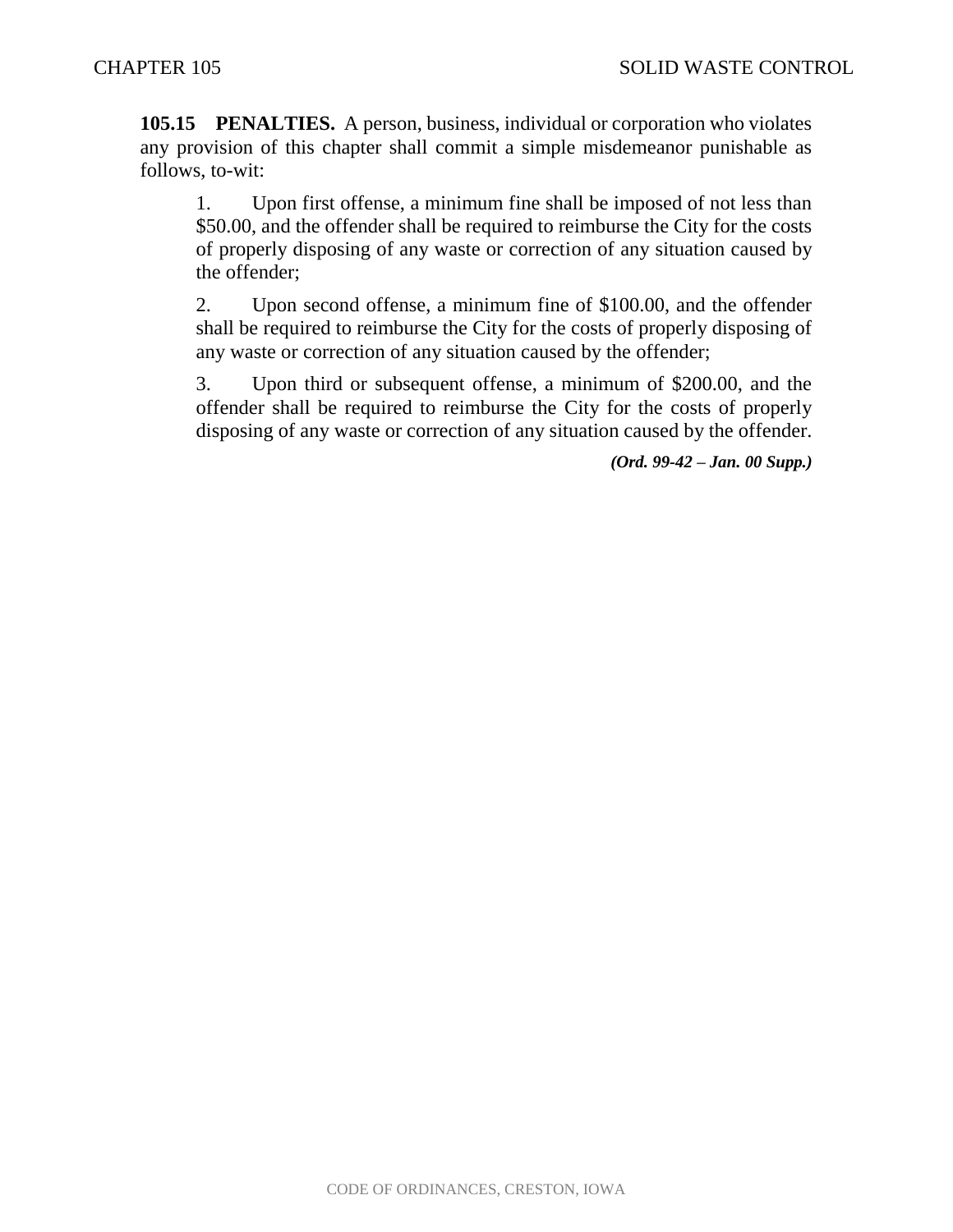**105.15 PENALTIES.** A person, business, individual or corporation who violates any provision of this chapter shall commit a simple misdemeanor punishable as follows, to-wit:

1. Upon first offense, a minimum fine shall be imposed of not less than $50.00, and the offender shall be required to reimburse the City for the costs of properly disposing of any waste or correction of any situation caused by the offender;

2. Upon second offense, a minimum fine of $100.00, and the offender shall be required to reimburse the City for the costs of properly disposing of any waste or correction of any situation caused by the offender;

3. Upon third or subsequent offense, a minimum of $200.00, and the offender shall be required to reimburse the City for the costs of properly disposing of any waste or correction of any situation caused by the offender.

***(Ord. 99-42 – Jan. 00 Supp.)***